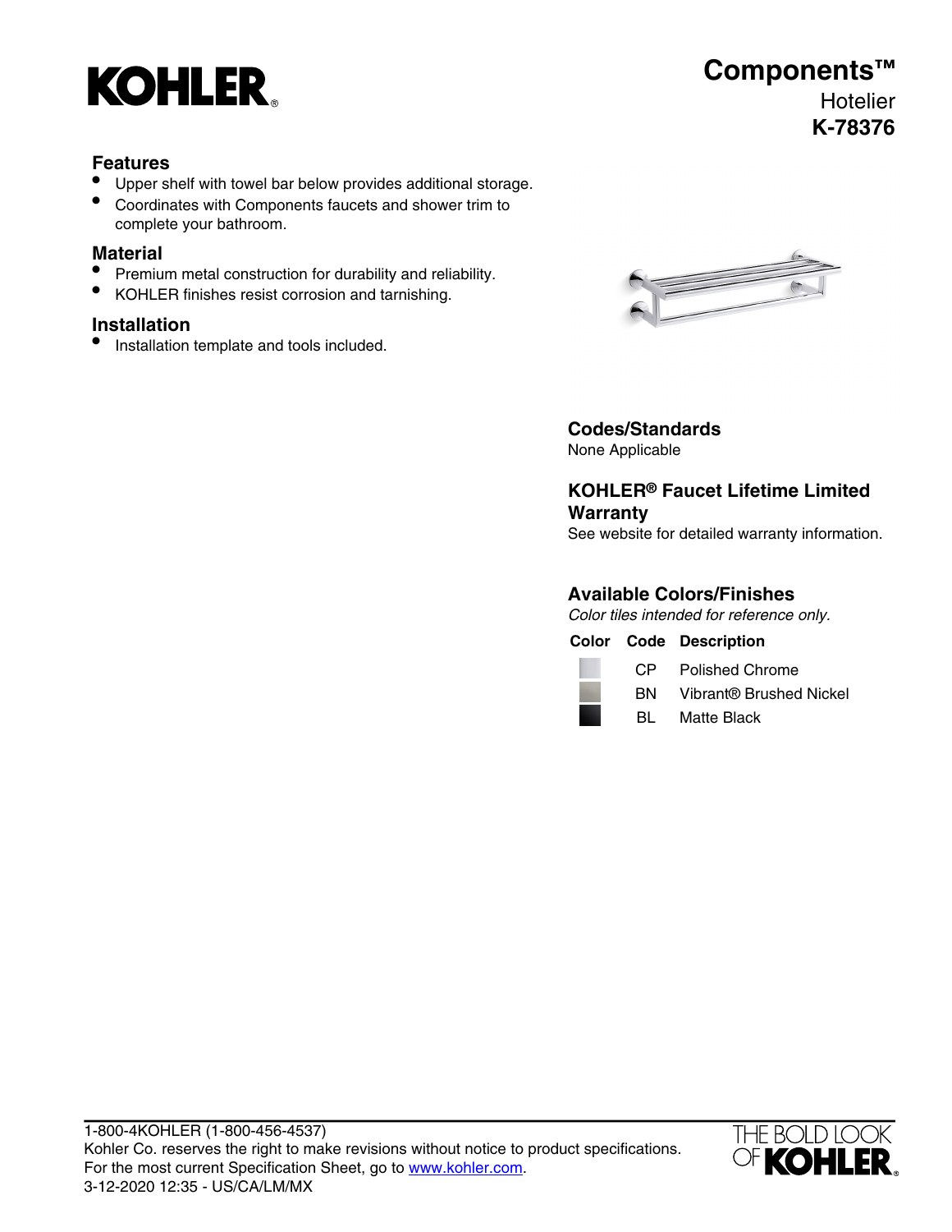KOHLER

# Components™

Hotelier

**K-78376**

## Features

- Upper shelf with towel bar below provides additional storage.
- Coordinates with Components faucets and shower trim to complete your bathroom.

## Material

- Premium metal construction for durability and reliability.
- KOHLER finishes resist corrosion and tarnishing.

## Installation

- Installation template and tools included.

## Codes/Standards

None Applicable

## KOHLER® Faucet Lifetime Limited Warranty

See website for detailed warranty information.

## Available Colors/Finishes

*Color tiles intended for reference only.*

| Color | Code | Description |
| --- | --- | --- |
| | CP | Polished Chrome |
| | BN | Vibrant® Brushed Nickel |
| | BL | Matte Black |

1-800-4KOHLER (1-800-456-4537)
Kohler Co. reserves the right to make revisions without notice to product specifications.
For the most current Specification Sheet, go to www.kohler.com.
3-12-2020 12:35 - US/CA/LM/MX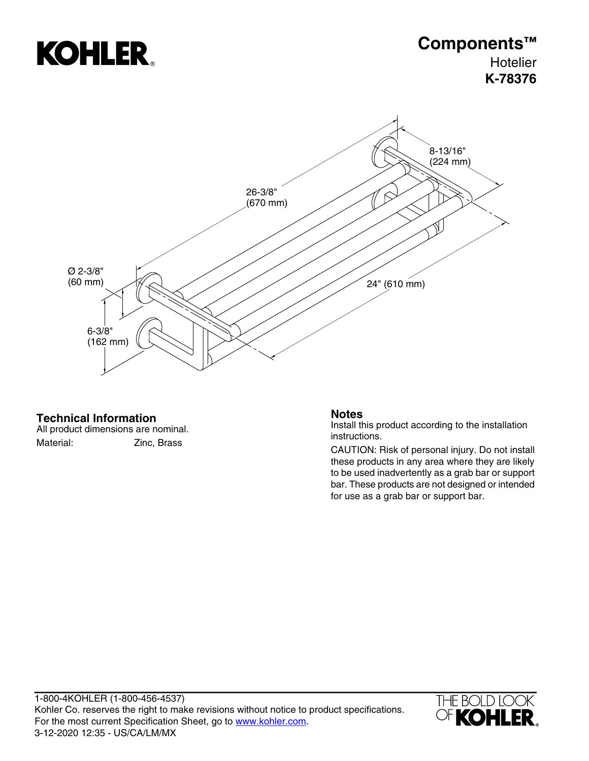# KOHLER

## Components™

Hotelier

**K-78376**

26-3/8"
(670 mm)

8-13/16"
(224 mm)

Ø 2-3/8"
(60 mm)

6-3/8"
(162 mm)

24" (610 mm)

## Technical Information

All product dimensions are nominal.

| | |
|---|---|
| Material: | Zinc, Brass |

## Notes

Install this product according to the installation instructions.

CAUTION: Risk of personal injury. Do not install these products in any area where they are likely to be used inadvertently as a grab bar or support bar. These products are not designed or intended for use as a grab bar or support bar.

1-800-4KOHLER (1-800-456-4537)
Kohler Co. reserves the right to make revisions without notice to product specifications.
For the most current Specification Sheet, go to www.kohler.com.
3-12-2020 12:35 - US/CA/LM/MX

THE BOLD LOOK OF KOHLER